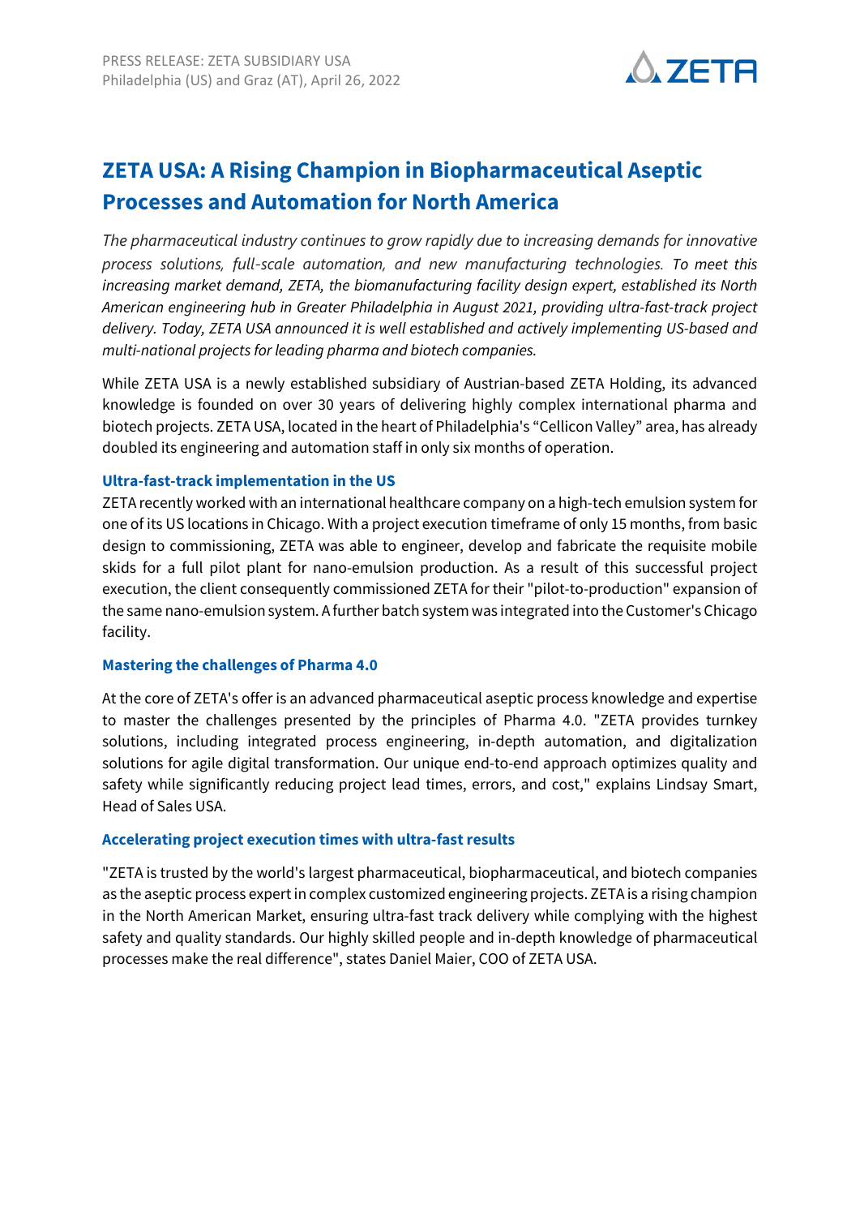PRESS RELEASE: ZETA SUBSIDIARY USA
Philadelphia (US) and Graz (AT), April 26, 2022

# ZETA USA: A Rising Champion in Biopharmaceutical Aseptic Processes and Automation for North America

*The pharmaceutical industry continues to grow rapidly due to increasing demands for innovative process solutions, full-scale automation, and new manufacturing technologies. To meet this increasing market demand, ZETA, the biomanufacturing facility design expert, established its North American engineering hub in Greater Philadelphia in August 2021, providing ultra-fast-track project delivery. Today, ZETA USA announced it is well established and actively implementing US-based and multi-national projects for leading pharma and biotech companies.*

While ZETA USA is a newly established subsidiary of Austrian-based ZETA Holding, its advanced knowledge is founded on over 30 years of delivering highly complex international pharma and biotech projects. ZETA USA, located in the heart of Philadelphia's "Cellicon Valley" area, has already doubled its engineering and automation staff in only six months of operation.

## Ultra-fast-track implementation in the US

ZETA recently worked with an international healthcare company on a high-tech emulsion system for one of its US locations in Chicago. With a project execution timeframe of only 15 months, from basic design to commissioning, ZETA was able to engineer, develop and fabricate the requisite mobile skids for a full pilot plant for nano-emulsion production. As a result of this successful project execution, the client consequently commissioned ZETA for their "pilot-to-production" expansion of the same nano-emulsion system. A further batch system was integrated into the Customer's Chicago facility.

## Mastering the challenges of Pharma 4.0

At the core of ZETA's offer is an advanced pharmaceutical aseptic process knowledge and expertise to master the challenges presented by the principles of Pharma 4.0. "ZETA provides turnkey solutions, including integrated process engineering, in-depth automation, and digitalization solutions for agile digital transformation. Our unique end-to-end approach optimizes quality and safety while significantly reducing project lead times, errors, and cost," explains Lindsay Smart, Head of Sales USA.

## Accelerating project execution times with ultra-fast results

"ZETA is trusted by the world's largest pharmaceutical, biopharmaceutical, and biotech companies as the aseptic process expert in complex customized engineering projects. ZETA is a rising champion in the North American Market, ensuring ultra-fast track delivery while complying with the highest safety and quality standards. Our highly skilled people and in-depth knowledge of pharmaceutical processes make the real difference", states Daniel Maier, COO of ZETA USA.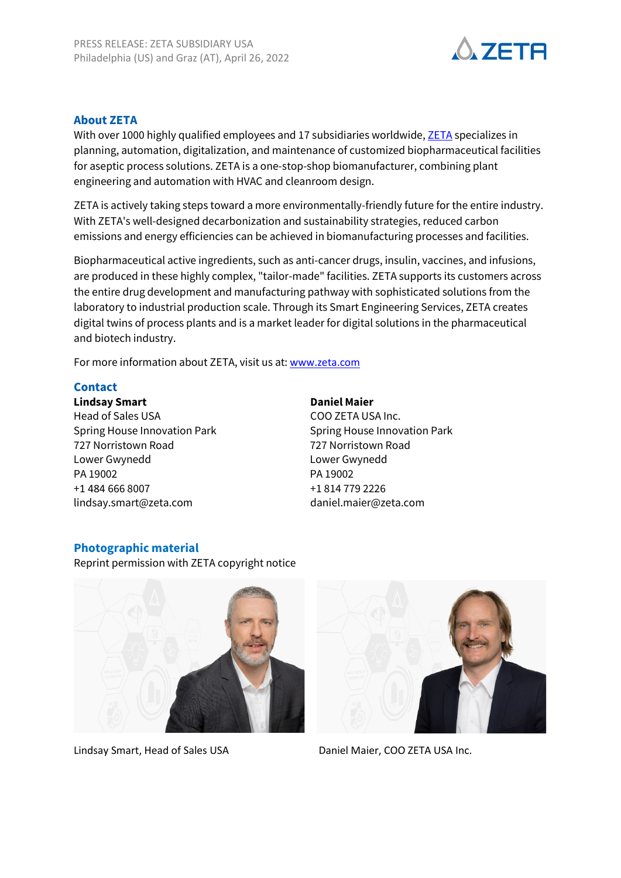## About ZETA

With over 1000 highly qualified employees and 17 subsidiaries worldwide, ZETA specializes in planning, automation, digitalization, and maintenance of customized biopharmaceutical facilities for aseptic process solutions. ZETA is a one-stop-shop biomanufacturer, combining plant engineering and automation with HVAC and cleanroom design.

ZETA is actively taking steps toward a more environmentally-friendly future for the entire industry. With ZETA's well-designed decarbonization and sustainability strategies, reduced carbon emissions and energy efficiencies can be achieved in biomanufacturing processes and facilities.

Biopharmaceutical active ingredients, such as anti-cancer drugs, insulin, vaccines, and infusions, are produced in these highly complex, "tailor-made" facilities. ZETA supports its customers across the entire drug development and manufacturing pathway with sophisticated solutions from the laboratory to industrial production scale. Through its Smart Engineering Services, ZETA creates digital twins of process plants and is a market leader for digital solutions in the pharmaceutical and biotech industry.

For more information about ZETA, visit us at: www.zeta.com

## Contact

**Lindsay Smart**
Head of Sales USA
Spring House Innovation Park
727 Norristown Road
Lower Gwynedd
PA 19002
+1 484 666 8007
lindsay.smart@zeta.com

**Daniel Maier**
COO ZETA USA Inc.
Spring House Innovation Park
727 Norristown Road
Lower Gwynedd
PA 19002
+1 814 779 2226
daniel.maier@zeta.com

## Photographic material

Reprint permission with ZETA copyright notice

Lindsay Smart, Head of Sales USA

Daniel Maier, COO ZETA USA Inc.